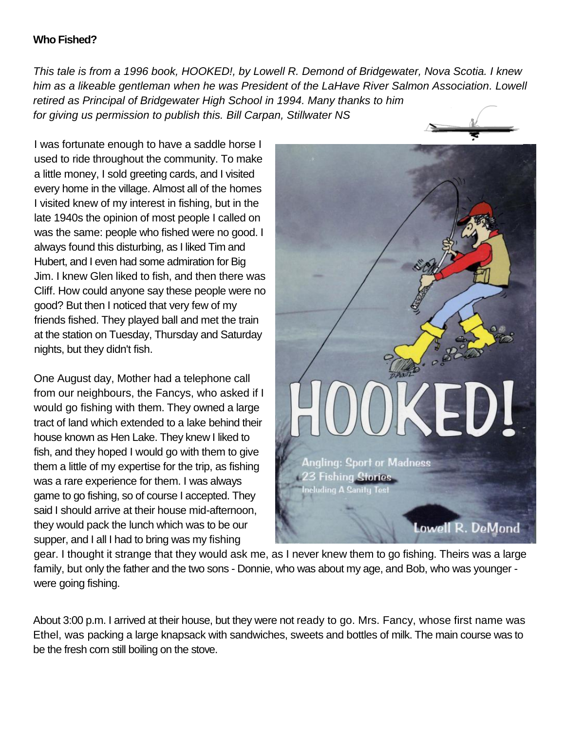**Who Fished?**

*This tale is from a 1996 book, HOOKED!, by Lowell R. Demond of Bridgewater, Nova Scotia. I knew him as a likeable gentleman when he was President of the LaHave River Salmon Association. Lowell retired as Principal of Bridgewater High School in 1994. Many thanks to him for giving us permission to publish this. Bill Carpan, Stillwater NS*

I was fortunate enough to have a saddle horse I used to ride throughout the community. To make a little money, I sold greeting cards, and I visited every home in the village. Almost all of the homes I visited knew of my interest in fishing, but in the late 1940s the opinion of most people I called on was the same: people who fished were no good. I always found this disturbing, as I liked Tim and Hubert, and I even had some admiration for Big Jim. I knew Glen liked to fish, and then there was Cliff. How could anyone say these people were no good? But then I noticed that very few of my friends fished. They played ball and met the train at the station on Tuesday, Thursday and Saturday nights, but they didn't fish.

One August day, Mother had a telephone call from our neighbours, the Fancys, who asked if I would go fishing with them. They owned a large tract of land which extended to a lake behind their house known as Hen Lake. They knew I liked to fish, and they hoped I would go with them to give them a little of my expertise for the trip, as fishing was a rare experience for them. I was always game to go fishing, so of course I accepted. They said I should arrive at their house mid-afternoon, they would pack the lunch which was to be our supper, and I all I had to bring was my fishing gear. I thought it strange that they would ask me, as I never knew them to go fishing. Theirs was a large family, but only the father and the two sons - Donnie, who was about my age, and Bob, who was younger - were going fishing.

About 3:00 p.m. I arrived at their house, but they were not ready to go. Mrs. Fancy, whose first name was Ethel, was packing a large knapsack with sandwiches, sweets and bottles of milk. The main course was to be the fresh corn still boiling on the stove.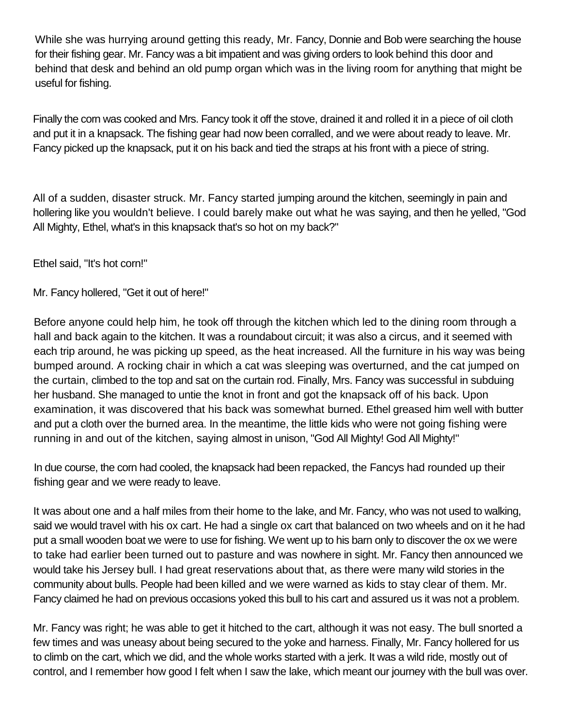While she was hurrying around getting this ready, Mr. Fancy, Donnie and Bob were searching the house for their fishing gear. Mr. Fancy was a bit impatient and was giving orders to look behind this door and behind that desk and behind an old pump organ which was in the living room for anything that might be useful for fishing.

Finally the corn was cooked and Mrs. Fancy took it off the stove, drained it and rolled it in a piece of oil cloth and put it in a knapsack. The fishing gear had now been corralled, and we were about ready to leave. Mr. Fancy picked up the knapsack, put it on his back and tied the straps at his front with a piece of string.

All of a sudden, disaster struck. Mr. Fancy started jumping around the kitchen, seemingly in pain and hollering like you wouldn't believe. I could barely make out what he was saying, and then he yelled, "God All Mighty, Ethel, what's in this knapsack that's so hot on my back?"

Ethel said, "It's hot corn!"

Mr. Fancy hollered, "Get it out of here!"

Before anyone could help him, he took off through the kitchen which led to the dining room through a hall and back again to the kitchen. It was a roundabout circuit; it was also a circus, and it seemed with each trip around, he was picking up speed, as the heat increased. All the furniture in his way was being bumped around. A rocking chair in which a cat was sleeping was overturned, and the cat jumped on the curtain, climbed to the top and sat on the curtain rod. Finally, Mrs. Fancy was successful in subduing her husband. She managed to untie the knot in front and got the knapsack off of his back. Upon examination, it was discovered that his back was somewhat burned. Ethel greased him well with butter and put a cloth over the burned area. In the meantime, the little kids who were not going fishing were running in and out of the kitchen, saying almost in unison, "God All Mighty! God All Mighty!"

In due course, the corn had cooled, the knapsack had been repacked, the Fancys had rounded up their fishing gear and we were ready to leave.

It was about one and a half miles from their home to the lake, and Mr. Fancy, who was not used to walking, said we would travel with his ox cart. He had a single ox cart that balanced on two wheels and on it he had put a small wooden boat we were to use for fishing. We went up to his barn only to discover the ox we were to take had earlier been turned out to pasture and was nowhere in sight. Mr. Fancy then announced we would take his Jersey bull. I had great reservations about that, as there were many wild stories in the community about bulls. People had been killed and we were warned as kids to stay clear of them. Mr. Fancy claimed he had on previous occasions yoked this bull to his cart and assured us it was not a problem.

Mr. Fancy was right; he was able to get it hitched to the cart, although it was not easy. The bull snorted a few times and was uneasy about being secured to the yoke and harness. Finally, Mr. Fancy hollered for us to climb on the cart, which we did, and the whole works started with a jerk. It was a wild ride, mostly out of control, and I remember how good I felt when I saw the lake, which meant our journey with the bull was over.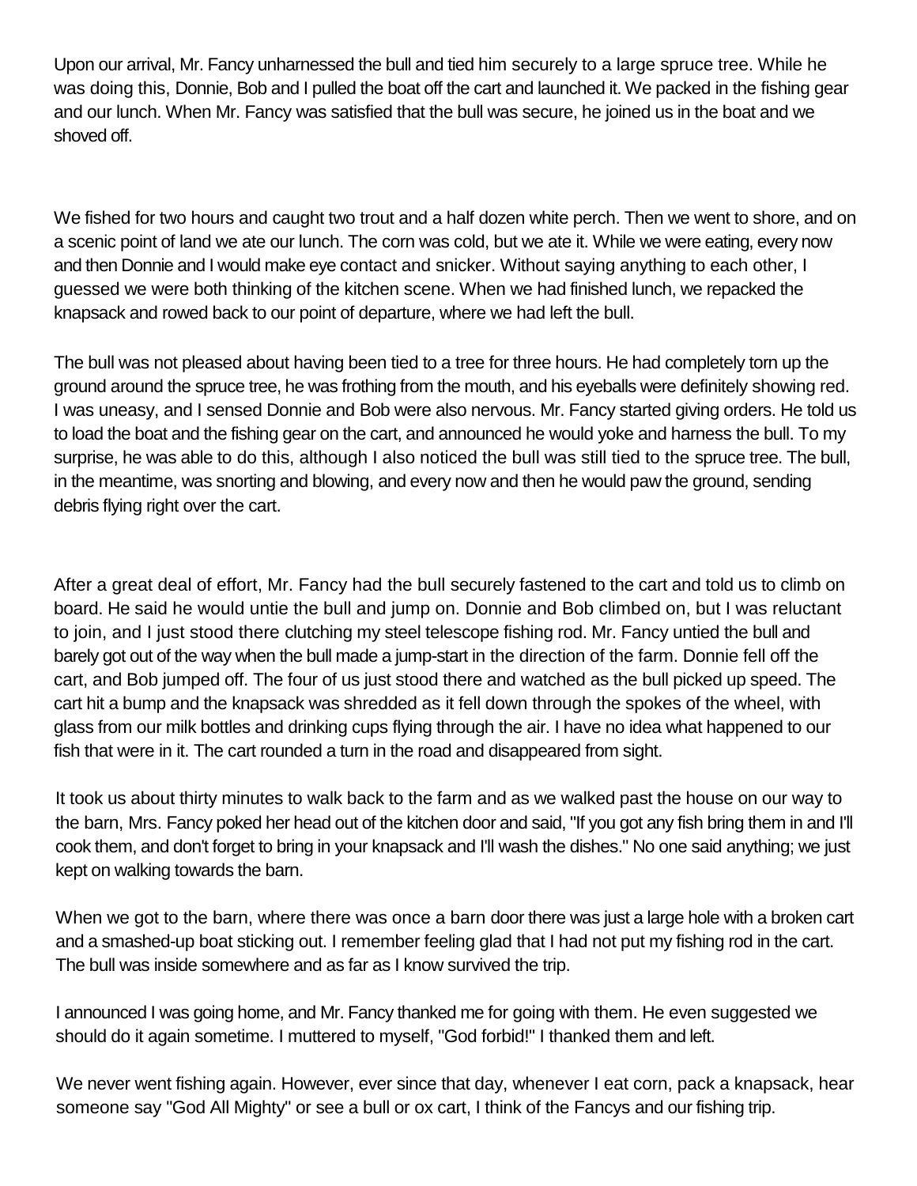Upon our arrival, Mr. Fancy unharnessed the bull and tied him securely to a large spruce tree. While he was doing this, Donnie, Bob and I pulled the boat off the cart and launched it. We packed in the fishing gear and our lunch. When Mr. Fancy was satisfied that the bull was secure, he joined us in the boat and we shoved off.

We fished for two hours and caught two trout and a half dozen white perch. Then we went to shore, and on a scenic point of land we ate our lunch. The corn was cold, but we ate it. While we were eating, every now and then Donnie and I would make eye contact and snicker. Without saying anything to each other, I guessed we were both thinking of the kitchen scene. When we had finished lunch, we repacked the knapsack and rowed back to our point of departure, where we had left the bull.

The bull was not pleased about having been tied to a tree for three hours. He had completely torn up the ground around the spruce tree, he was frothing from the mouth, and his eyeballs were definitely showing red. I was uneasy, and I sensed Donnie and Bob were also nervous. Mr. Fancy started giving orders. He told us to load the boat and the fishing gear on the cart, and announced he would yoke and harness the bull. To my surprise, he was able to do this, although I also noticed the bull was still tied to the spruce tree. The bull, in the meantime, was snorting and blowing, and every now and then he would paw the ground, sending debris flying right over the cart.

After a great deal of effort, Mr. Fancy had the bull securely fastened to the cart and told us to climb on board. He said he would untie the bull and jump on. Donnie and Bob climbed on, but I was reluctant to join, and I just stood there clutching my steel telescope fishing rod. Mr. Fancy untied the bull and barely got out of the way when the bull made a jump-start in the direction of the farm. Donnie fell off the cart, and Bob jumped off. The four of us just stood there and watched as the bull picked up speed. The cart hit a bump and the knapsack was shredded as it fell down through the spokes of the wheel, with glass from our milk bottles and drinking cups flying through the air. I have no idea what happened to our fish that were in it. The cart rounded a turn in the road and disappeared from sight.

It took us about thirty minutes to walk back to the farm and as we walked past the house on our way to the barn, Mrs. Fancy poked her head out of the kitchen door and said, "If you got any fish bring them in and I'll cook them, and don't forget to bring in your knapsack and I'll wash the dishes." No one said anything; we just kept on walking towards the barn.

When we got to the barn, where there was once a barn door there was just a large hole with a broken cart and a smashed-up boat sticking out. I remember feeling glad that I had not put my fishing rod in the cart. The bull was inside somewhere and as far as I know survived the trip.

I announced I was going home, and Mr. Fancy thanked me for going with them. He even suggested we should do it again sometime. I muttered to myself, "God forbid!" I thanked them and left.

We never went fishing again. However, ever since that day, whenever I eat corn, pack a knapsack, hear someone say "God All Mighty" or see a bull or ox cart, I think of the Fancys and our fishing trip.